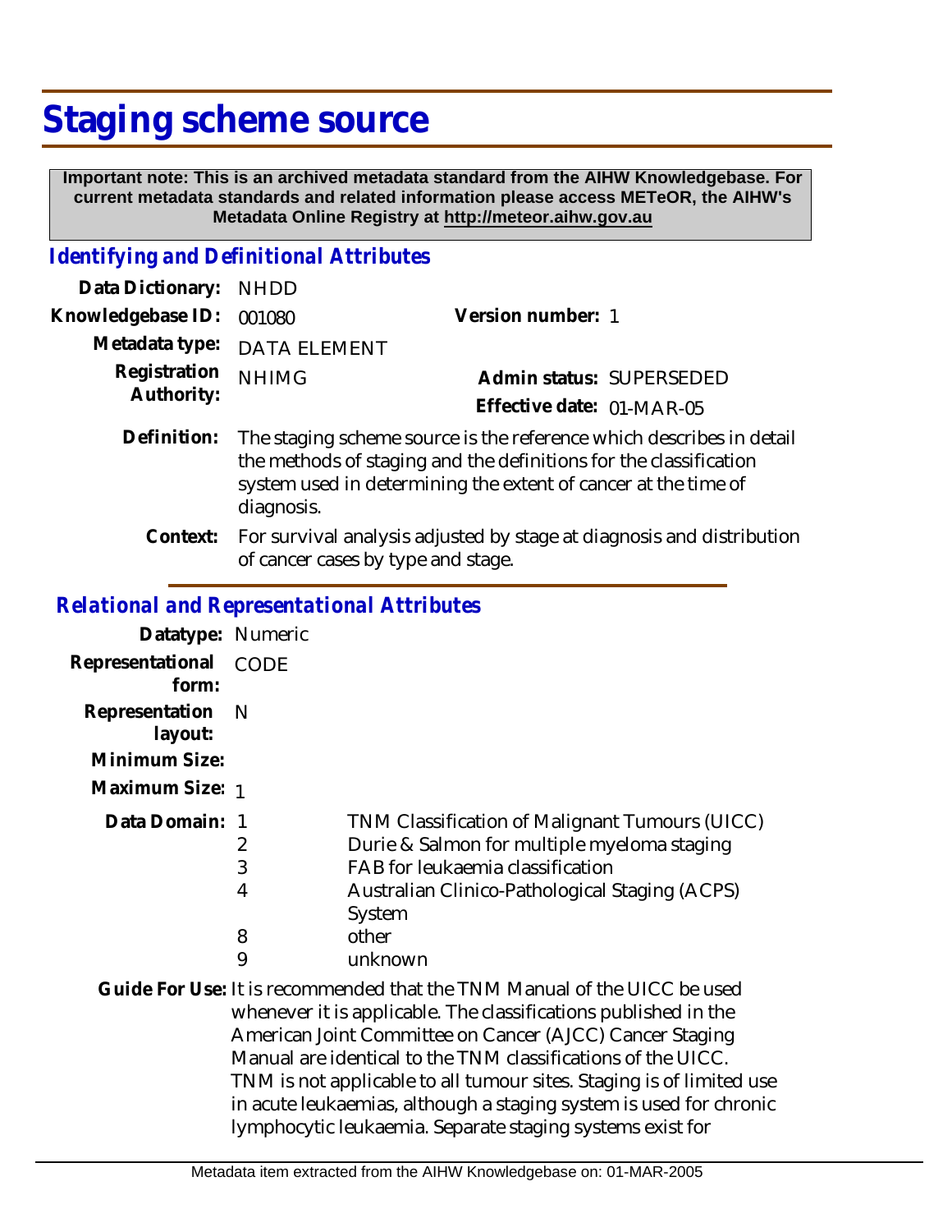# Staging scheme source

**Important note: This is an archived metadata standard from the AIHW Knowledgebase. For current metadata standards and related information please access METeOR, the AIHW's Metadata Online Registry at http://meteor.aihw.gov.au**

## *Identifying and Definitional Attributes*

**Data Dictionary:** NHDD

**Knowledgebase ID:** 001080

**Version number:** 1

**Metadata type:** DATA ELEMENT

**Registration Authority:** NHIMG

**Admin status:** SUPERSEDED

**Effective date:** 01-MAR-05

**Definition:** The staging scheme source is the reference which describes in detail the methods of staging and the definitions for the classification system used in determining the extent of cancer at the time of diagnosis.

**Context:** For survival analysis adjusted by stage at diagnosis and distribution of cancer cases by type and stage.

## *Relational and Representational Attributes*

**Datatype:** Numeric

**Representational form:** CODE

**Representation layout:** N

**Minimum Size:**

**Maximum Size:** 1

**Data Domain:**

| Code | Description |
|---|---|
| 1 | TNM Classification of Malignant Tumours (UICC) |
| 2 | Durie & Salmon for multiple myeloma staging |
| 3 | FAB for leukaemia classification |
| 4 | Australian Clinico-Pathological Staging (ACPS) System |
| 8 | other |
| 9 | unknown |

**Guide For Use:** It is recommended that the TNM Manual of the UICC be used whenever it is applicable. The classifications published in the American Joint Committee on Cancer (AJCC) Cancer Staging Manual are identical to the TNM classifications of the UICC. TNM is not applicable to all tumour sites. Staging is of limited use in acute leukaemias, although a staging system is used for chronic lymphocytic leukaemia. Separate staging systems exist for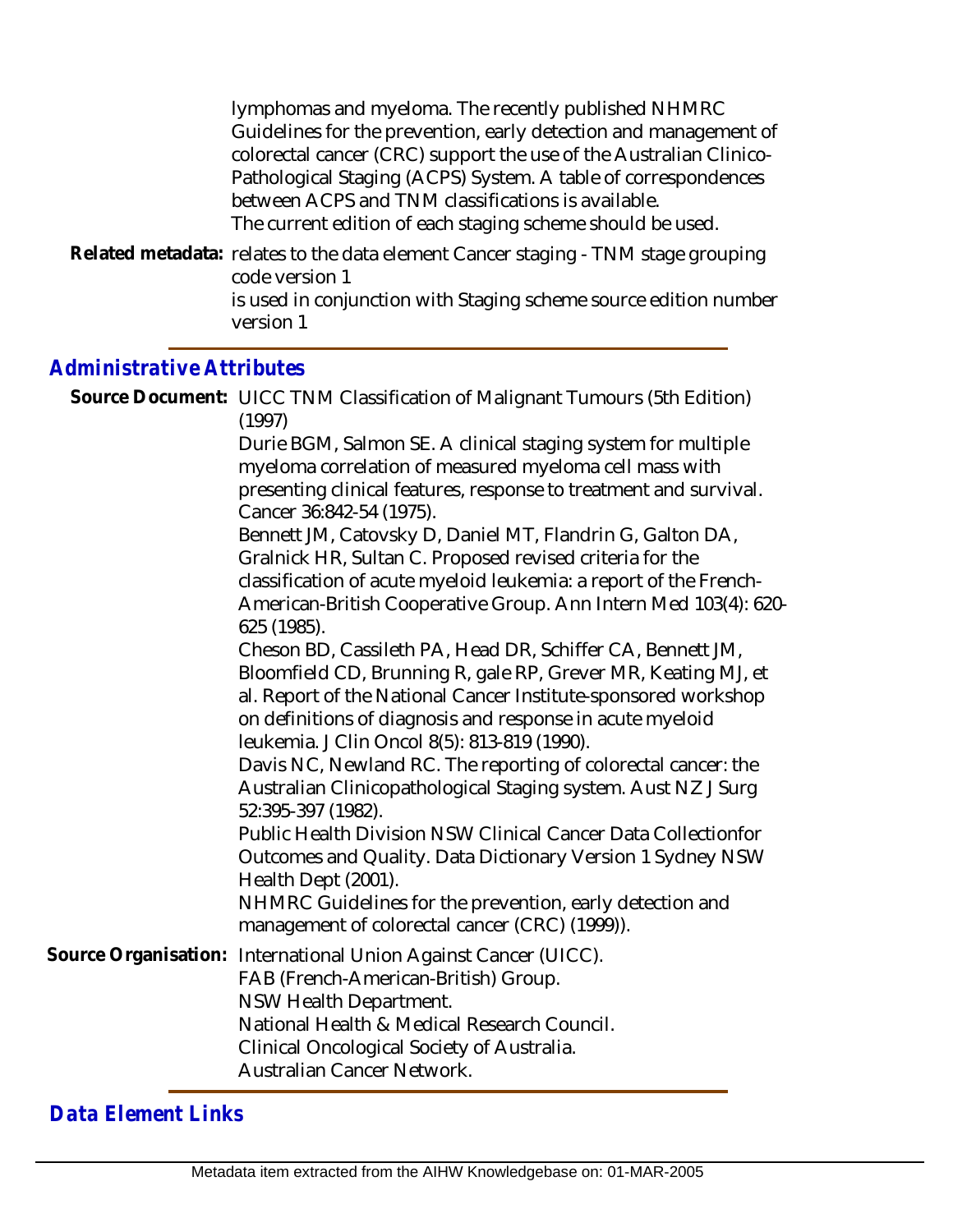lymphomas and myeloma. The recently published NHMRC Guidelines for the prevention, early detection and management of colorectal cancer (CRC) support the use of the Australian Clinico-Pathological Staging (ACPS) System. A table of correspondences between ACPS and TNM classifications is available.
The current edition of each staging scheme should be used.

**Related metadata:** relates to the data element Cancer staging - TNM stage grouping code version 1
is used in conjunction with Staging scheme source edition number version 1

## Administrative Attributes

**Source Document:** UICC TNM Classification of Malignant Tumours (5th Edition) (1997)
Durie BGM, Salmon SE. A clinical staging system for multiple myeloma correlation of measured myeloma cell mass with presenting clinical features, response to treatment and survival. Cancer 36:842-54 (1975).
Bennett JM, Catovsky D, Daniel MT, Flandrin G, Galton DA, Gralnick HR, Sultan C. Proposed revised criteria for the classification of acute myeloid leukemia: a report of the French-American-British Cooperative Group. Ann Intern Med 103(4): 620-625 (1985).
Cheson BD, Cassileth PA, Head DR, Schiffer CA, Bennett JM, Bloomfield CD, Brunning R, gale RP, Grever MR, Keating MJ, et al. Report of the National Cancer Institute-sponsored workshop on definitions of diagnosis and response in acute myeloid leukemia. J Clin Oncol 8(5): 813-819 (1990).
Davis NC, Newland RC. The reporting of colorectal cancer: the Australian Clinicopathological Staging system. Aust NZ J Surg 52:395-397 (1982).
Public Health Division NSW Clinical Cancer Data Collectionfor Outcomes and Quality. Data Dictionary Version 1 Sydney NSW Health Dept (2001).
NHMRC Guidelines for the prevention, early detection and management of colorectal cancer (CRC) (1999)).

**Source Organisation:** International Union Against Cancer (UICC).
FAB (French-American-British) Group.
NSW Health Department.
National Health & Medical Research Council.
Clinical Oncological Society of Australia.
Australian Cancer Network.

## Data Element Links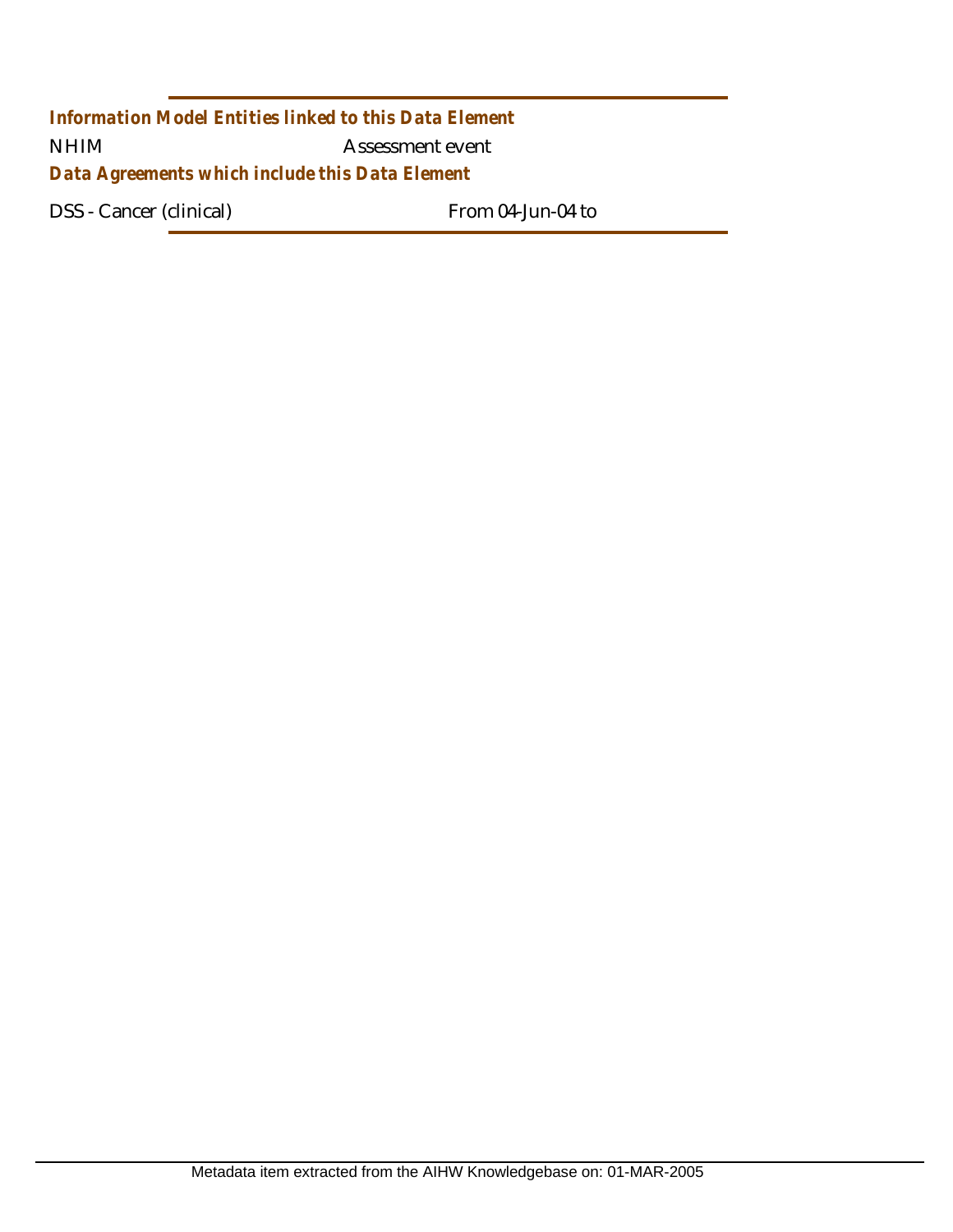### Information Model Entities linked to this Data Element

| | |
|---|---|
| NHIM | Assessment event |

### Data Agreements which include this Data Element

| | |
|---|---|
| DSS - Cancer (clinical) | From 04-Jun-04 to |

Metadata item extracted from the AIHW Knowledgebase on: 01-MAR-2005